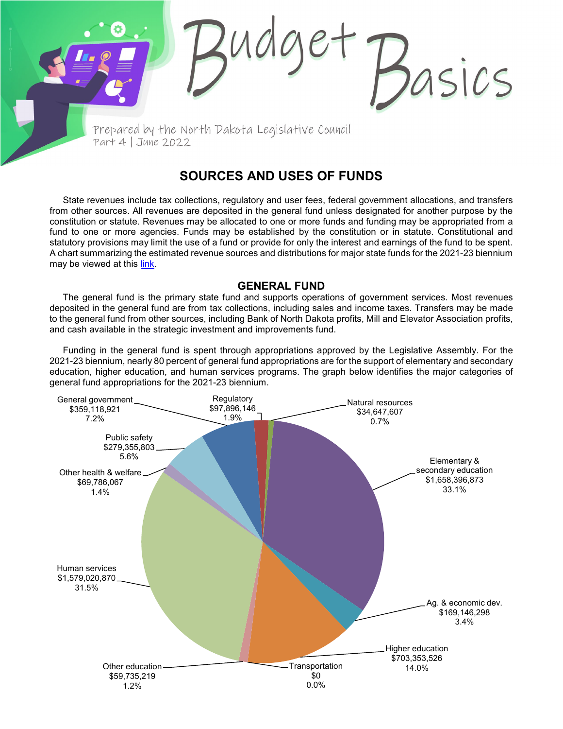# Budget Basics

Prepared by the North Dakota Legislative Council
Part 4 | June 2022

## SOURCES AND USES OF FUNDS

State revenues include tax collections, regulatory and user fees, federal government allocations, and transfers from other sources. All revenues are deposited in the general fund unless designated for another purpose by the constitution or statute. Revenues may be allocated to one or more funds and funding may be appropriated from a fund to one or more agencies. Funds may be established by the constitution or in statute. Constitutional and statutory provisions may limit the use of a fund or provide for only the interest and earnings of the fund to be spent. A chart summarizing the estimated revenue sources and distributions for major state funds for the 2021-23 biennium may be viewed at this link.

### GENERAL FUND

The general fund is the primary state fund and supports operations of government services. Most revenues deposited in the general fund are from tax collections, including sales and income taxes. Transfers may be made to the general fund from other sources, including Bank of North Dakota profits, Mill and Elevator Association profits, and cash available in the strategic investment and improvements fund.

Funding in the general fund is spent through appropriations approved by the Legislative Assembly. For the 2021-23 biennium, nearly 80 percent of general fund appropriations are for the support of elementary and secondary education, higher education, and human services programs. The graph below identifies the major categories of general fund appropriations for the 2021-23 biennium.

| Category | Amount | Percent |
|---|---|---|
| General government | $359,118,921 | 7.2% |
| Regulatory | $97,896,146 | 1.9% |
| Natural resources | $34,647,607 | 0.7% |
| Elementary & secondary education | $1,658,396,873 | 33.1% |
| Ag. & economic dev. | $169,146,298 | 3.4% |
| Higher education | $703,353,526 | 14.0% |
| Transportation | $0 | 0.0% |
| Other education | $59,735,219 | 1.2% |
| Human services | $1,579,020,870 | 31.5% |
| Other health & welfare | $69,786,067 | 1.4% |
| Public safety | $279,355,803 | 5.6% |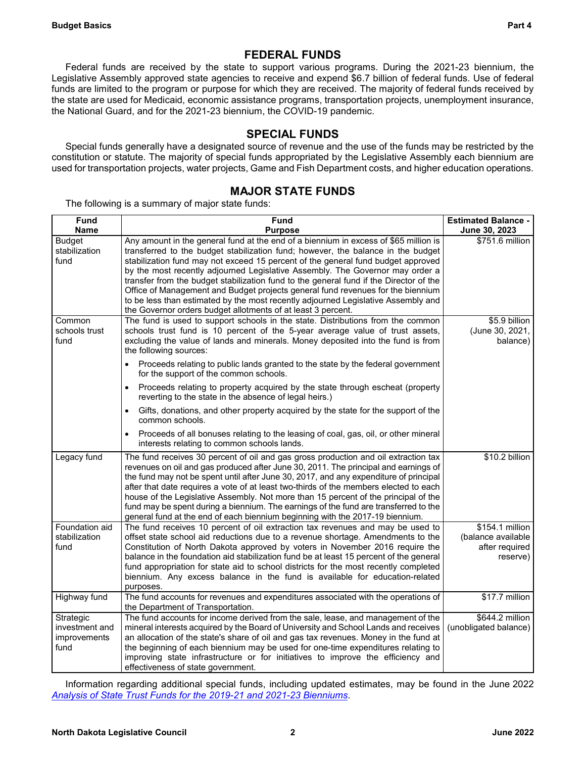## FEDERAL FUNDS

Federal funds are received by the state to support various programs. During the 2021-23 biennium, the Legislative Assembly approved state agencies to receive and expend $6.7 billion of federal funds. Use of federal funds are limited to the program or purpose for which they are received. The majority of federal funds received by the state are used for Medicaid, economic assistance programs, transportation projects, unemployment insurance, the National Guard, and for the 2021-23 biennium, the COVID-19 pandemic.

## SPECIAL FUNDS

Special funds generally have a designated source of revenue and the use of the funds may be restricted by the constitution or statute. The majority of special funds appropriated by the Legislative Assembly each biennium are used for transportation projects, water projects, Game and Fish Department costs, and higher education operations.

## MAJOR STATE FUNDS

The following is a summary of major state funds:

| Fund Name | Fund Purpose | Estimated Balance - June 30, 2023 |
|---|---|---|
| Budget stabilization fund | Any amount in the general fund at the end of a biennium in excess of $65 million is transferred to the budget stabilization fund; however, the balance in the budget stabilization fund may not exceed 15 percent of the general fund budget approved by the most recently adjourned Legislative Assembly. The Governor may order a transfer from the budget stabilization fund to the general fund if the Director of the Office of Management and Budget projects general fund revenues for the biennium to be less than estimated by the most recently adjourned Legislative Assembly and the Governor orders budget allotments of at least 3 percent. | $751.6 million |
| Common schools trust fund | The fund is used to support schools in the state. Distributions from the common schools trust fund is 10 percent of the 5-year average value of trust assets, excluding the value of lands and minerals. Money deposited into the fund is from the following sources:<br>• Proceeds relating to public lands granted to the state by the federal government for the support of the common schools.<br>• Proceeds relating to property acquired by the state through escheat (property reverting to the state in the absence of legal heirs.)<br>• Gifts, donations, and other property acquired by the state for the support of the common schools.<br>• Proceeds of all bonuses relating to the leasing of coal, gas, oil, or other mineral interests relating to common schools lands. | $5.9 billion (June 30, 2021, balance) |
| Legacy fund | The fund receives 30 percent of oil and gas gross production and oil extraction tax revenues on oil and gas produced after June 30, 2011. The principal and earnings of the fund may not be spent until after June 30, 2017, and any expenditure of principal after that date requires a vote of at least two-thirds of the members elected to each house of the Legislative Assembly. Not more than 15 percent of the principal of the fund may be spent during a biennium. The earnings of the fund are transferred to the general fund at the end of each biennium beginning with the 2017-19 biennium. | $10.2 billion |
| Foundation aid stabilization fund | The fund receives 10 percent of oil extraction tax revenues and may be used to offset state school aid reductions due to a revenue shortage. Amendments to the Constitution of North Dakota approved by voters in November 2016 require the balance in the foundation aid stabilization fund be at least 15 percent of the general fund appropriation for state aid to school districts for the most recently completed biennium. Any excess balance in the fund is available for education-related purposes. | $154.1 million (balance available after required reserve) |
| Highway fund | The fund accounts for revenues and expenditures associated with the operations of the Department of Transportation. | $17.7 million |
| Strategic investment and improvements fund | The fund accounts for income derived from the sale, lease, and management of the mineral interests acquired by the Board of University and School Lands and receives an allocation of the state's share of oil and gas tax revenues. Money in the fund at the beginning of each biennium may be used for one-time expenditures relating to improving state infrastructure or for initiatives to improve the efficiency and effectiveness of state government. | $644.2 million (unobligated balance) |

Information regarding additional special funds, including updated estimates, may be found in the June 2022 *Analysis of State Trust Funds for the 2019-21 and 2021-23 Bienniums*.